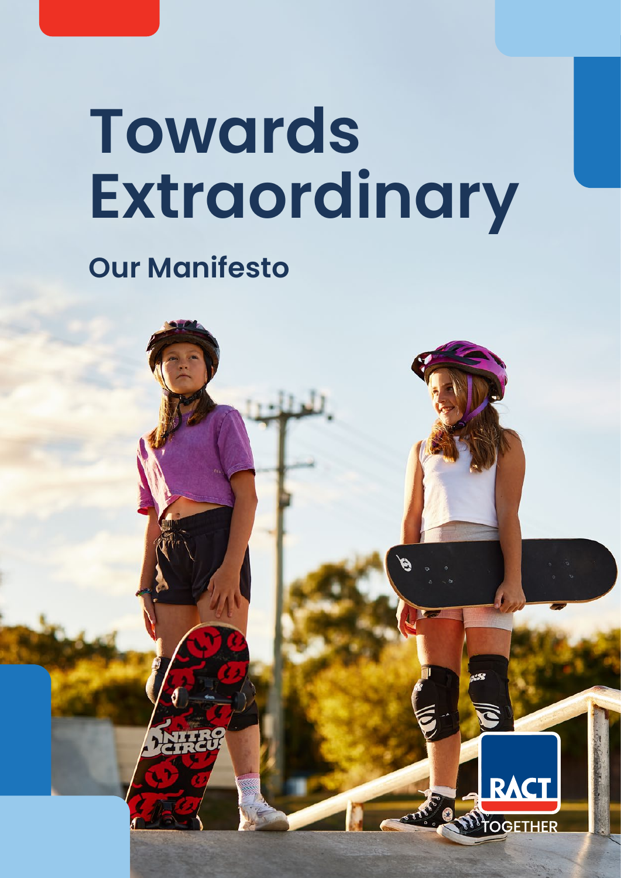# Towards Extraordinary

## Our Manifesto

RACT TOGETHER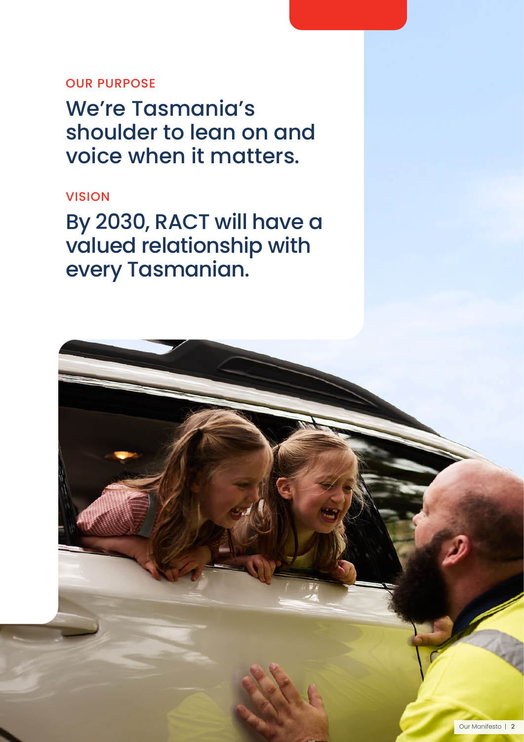## OUR PURPOSE

# We're Tasmania's shoulder to lean on and voice when it matters.

## VISION

# By 2030, RACT will have a valued relationship with every Tasmanian.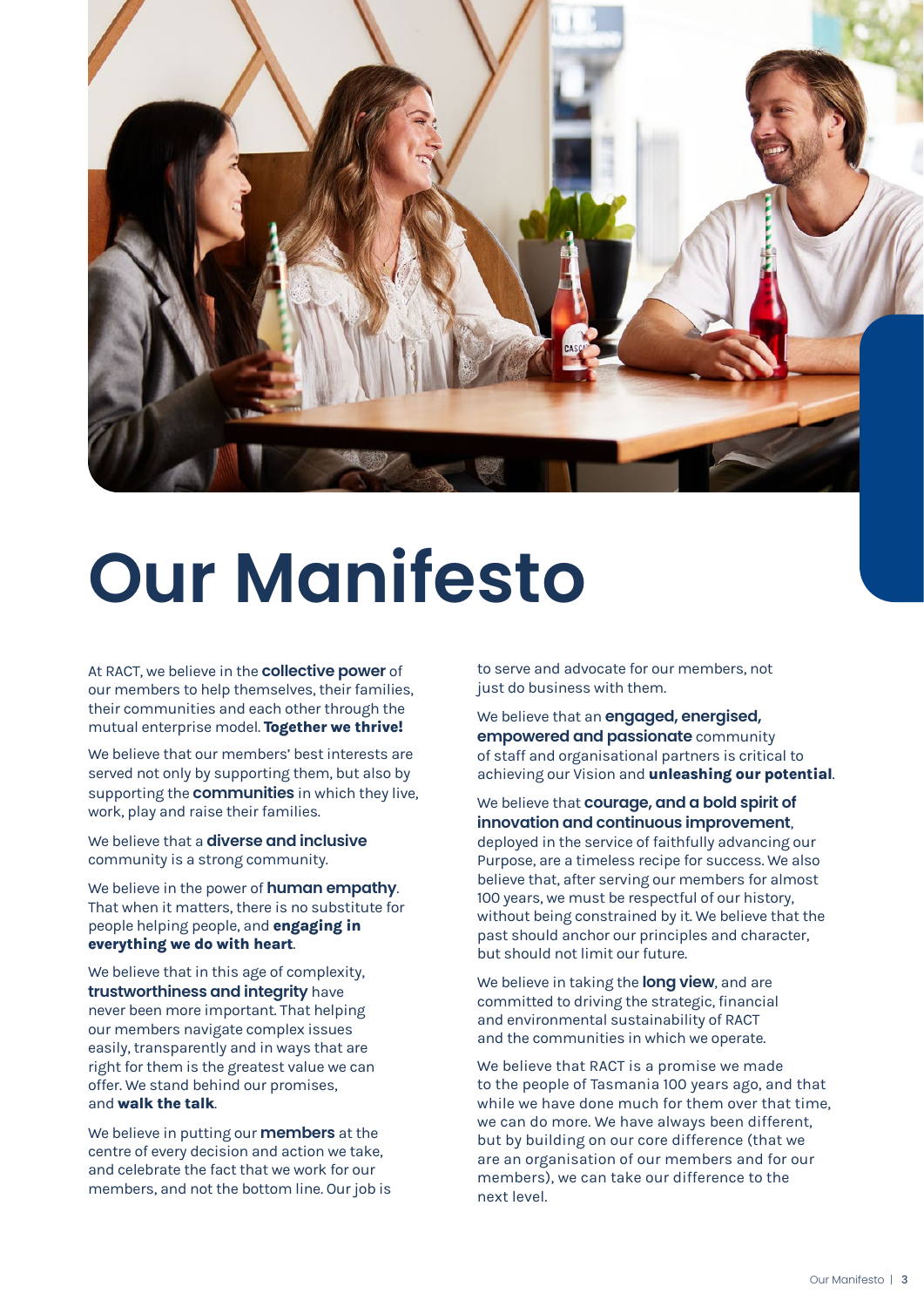# Our Manifesto

At RACT, we believe in the **collective power** of our members to help themselves, their families, their communities and each other through the mutual enterprise model. **Together we thrive!**

We believe that our members' best interests are served not only by supporting them, but also by supporting the **communities** in which they live, work, play and raise their families.

We believe that a **diverse and inclusive** community is a strong community.

We believe in the power of **human empathy**. That when it matters, there is no substitute for people helping people, and **engaging in everything we do with heart**.

We believe that in this age of complexity, **trustworthiness and integrity** have never been more important. That helping our members navigate complex issues easily, transparently and in ways that are right for them is the greatest value we can offer. We stand behind our promises, and **walk the talk**.

We believe in putting our **members** at the centre of every decision and action we take, and celebrate the fact that we work for our members, and not the bottom line. Our job is to serve and advocate for our members, not just do business with them.

We believe that an **engaged, energised, empowered and passionate** community of staff and organisational partners is critical to achieving our Vision and **unleashing our potential**.

We believe that **courage, and a bold spirit of innovation and continuous improvement**, deployed in the service of faithfully advancing our Purpose, are a timeless recipe for success. We also believe that, after serving our members for almost 100 years, we must be respectful of our history, without being constrained by it. We believe that the past should anchor our principles and character, but should not limit our future.

We believe in taking the **long view**, and are committed to driving the strategic, financial and environmental sustainability of RACT and the communities in which we operate.

We believe that RACT is a promise we made to the people of Tasmania 100 years ago, and that while we have done much for them over that time, we can do more. We have always been different, but by building on our core difference (that we are an organisation of our members and for our members), we can take our difference to the next level.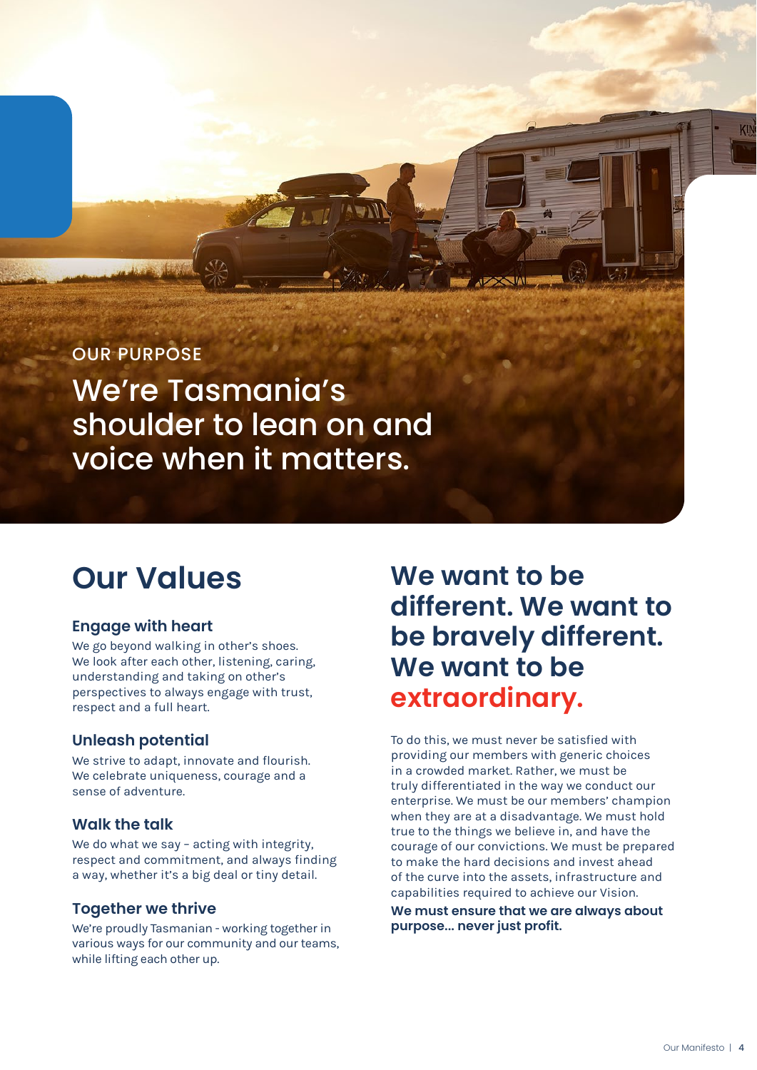OUR PURPOSE

# We're Tasmania's shoulder to lean on and voice when it matters.

## Our Values

### Engage with heart

We go beyond walking in other's shoes. We look after each other, listening, caring, understanding and taking on other's perspectives to always engage with trust, respect and a full heart.

### Unleash potential

We strive to adapt, innovate and flourish. We celebrate uniqueness, courage and a sense of adventure.

### Walk the talk

We do what we say – acting with integrity, respect and commitment, and always finding a way, whether it's a big deal or tiny detail.

### Together we thrive

We're proudly Tasmanian - working together in various ways for our community and our teams, while lifting each other up.

## We want to be different. We want to be bravely different. We want to be extraordinary.

To do this, we must never be satisfied with providing our members with generic choices in a crowded market. Rather, we must be truly differentiated in the way we conduct our enterprise. We must be our members' champion when they are at a disadvantage. We must hold true to the things we believe in, and have the courage of our convictions. We must be prepared to make the hard decisions and invest ahead of the curve into the assets, infrastructure and capabilities required to achieve our Vision.

**We must ensure that we are always about purpose... never just profit.**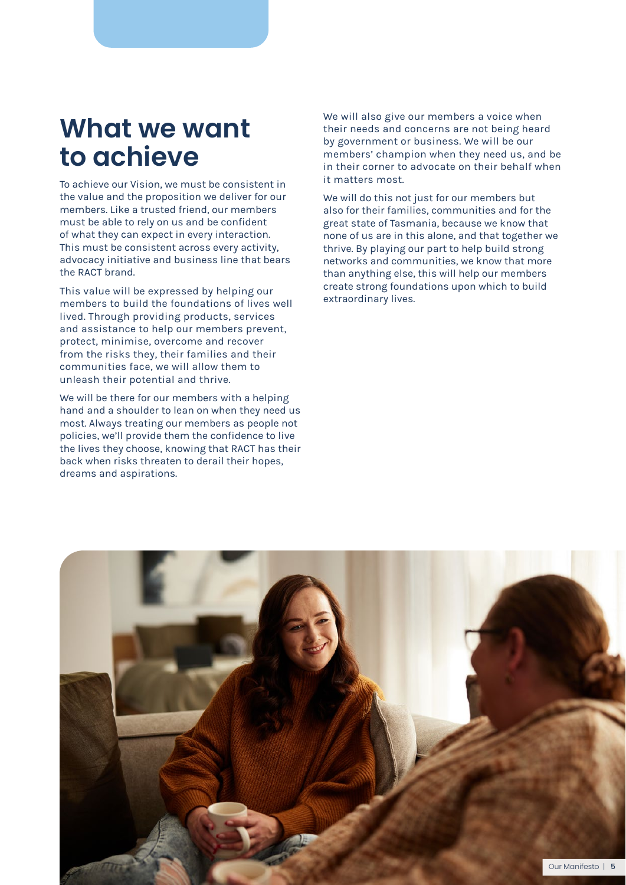# What we want to achieve

To achieve our Vision, we must be consistent in the value and the proposition we deliver for our members. Like a trusted friend, our members must be able to rely on us and be confident of what they can expect in every interaction. This must be consistent across every activity, advocacy initiative and business line that bears the RACT brand.

This value will be expressed by helping our members to build the foundations of lives well lived. Through providing products, services and assistance to help our members prevent, protect, minimise, overcome and recover from the risks they, their families and their communities face, we will allow them to unleash their potential and thrive.

We will be there for our members with a helping hand and a shoulder to lean on when they need us most. Always treating our members as people not policies, we'll provide them the confidence to live the lives they choose, knowing that RACT has their back when risks threaten to derail their hopes, dreams and aspirations.

We will also give our members a voice when their needs and concerns are not being heard by government or business. We will be our members' champion when they need us, and be in their corner to advocate on their behalf when it matters most.

We will do this not just for our members but also for their families, communities and for the great state of Tasmania, because we know that none of us are in this alone, and that together we thrive. By playing our part to help build strong networks and communities, we know that more than anything else, this will help our members create strong foundations upon which to build extraordinary lives.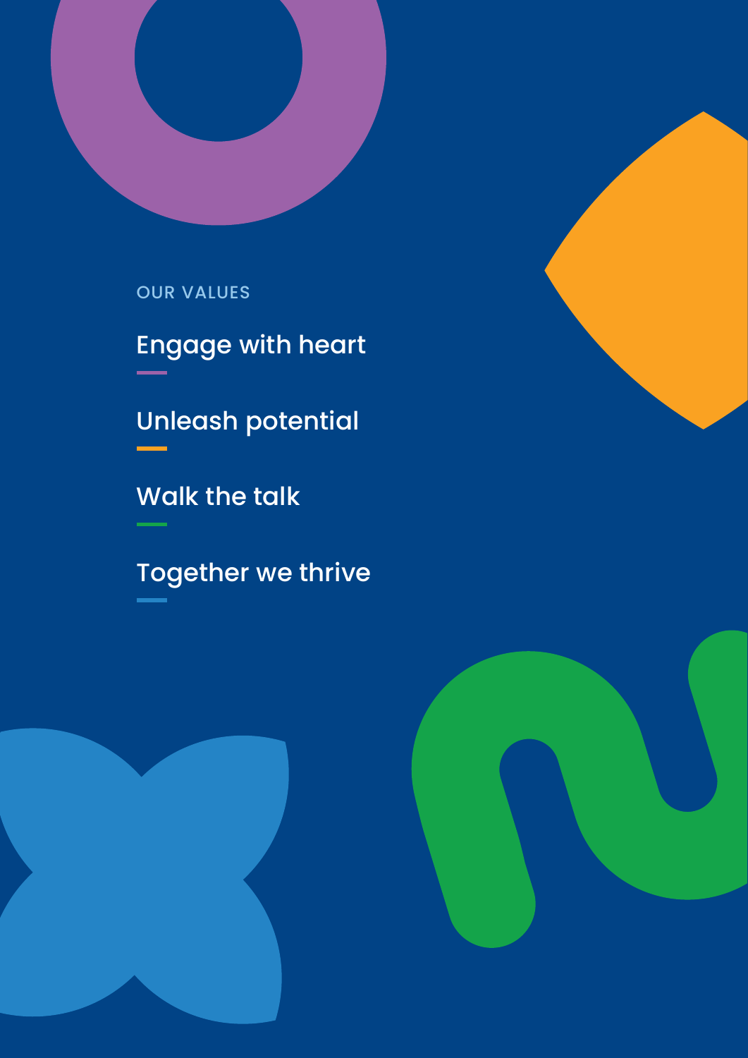## OUR VALUES

Engage with heart

Unleash potential

Walk the talk

Together we thrive